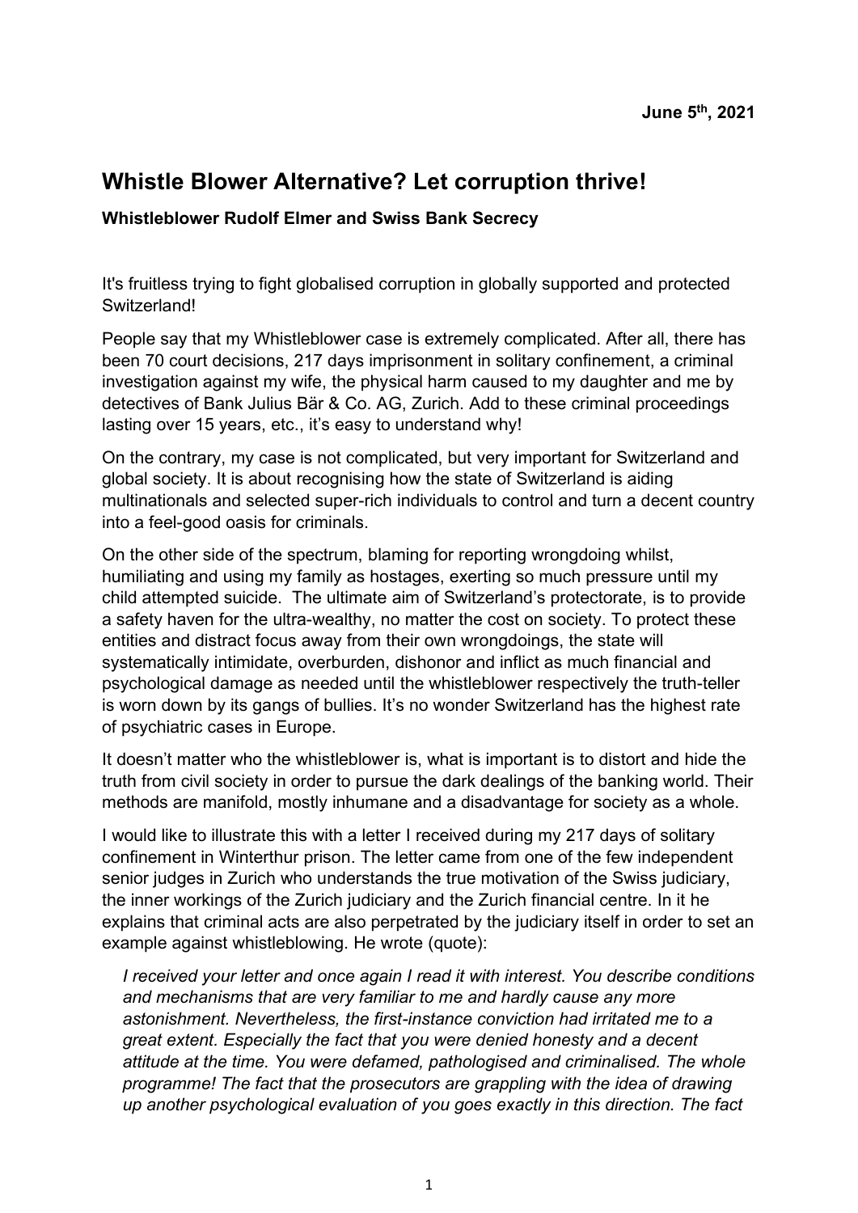**June 5th, 2021**

# Whistle Blower Alternative? Let corruption thrive!

### Whistleblower Rudolf Elmer and Swiss Bank Secrecy

It's fruitless trying to fight globalised corruption in globally supported and protected Switzerland!

People say that my Whistleblower case is extremely complicated. After all, there has been 70 court decisions, 217 days imprisonment in solitary confinement, a criminal investigation against my wife, the physical harm caused to my daughter and me by detectives of Bank Julius Bär & Co. AG, Zurich. Add to these criminal proceedings lasting over 15 years, etc., it's easy to understand why!

On the contrary, my case is not complicated, but very important for Switzerland and global society. It is about recognising how the state of Switzerland is aiding multinationals and selected super-rich individuals to control and turn a decent country into a feel-good oasis for criminals.

On the other side of the spectrum, blaming for reporting wrongdoing whilst, humiliating and using my family as hostages, exerting so much pressure until my child attempted suicide. The ultimate aim of Switzerland's protectorate, is to provide a safety haven for the ultra-wealthy, no matter the cost on society. To protect these entities and distract focus away from their own wrongdoings, the state will systematically intimidate, overburden, dishonor and inflict as much financial and psychological damage as needed until the whistleblower respectively the truth-teller is worn down by its gangs of bullies. It's no wonder Switzerland has the highest rate of psychiatric cases in Europe.

It doesn't matter who the whistleblower is, what is important is to distort and hide the truth from civil society in order to pursue the dark dealings of the banking world. Their methods are manifold, mostly inhumane and a disadvantage for society as a whole.

I would like to illustrate this with a letter I received during my 217 days of solitary confinement in Winterthur prison. The letter came from one of the few independent senior judges in Zurich who understands the true motivation of the Swiss judiciary, the inner workings of the Zurich judiciary and the Zurich financial centre. In it he explains that criminal acts are also perpetrated by the judiciary itself in order to set an example against whistleblowing. He wrote (quote):

> *I received your letter and once again I read it with interest. You describe conditions and mechanisms that are very familiar to me and hardly cause any more astonishment. Nevertheless, the first-instance conviction had irritated me to a great extent. Especially the fact that you were denied honesty and a decent attitude at the time. You were defamed, pathologised and criminalised. The whole programme! The fact that the prosecutors are grappling with the idea of drawing up another psychological evaluation of you goes exactly in this direction. The fact*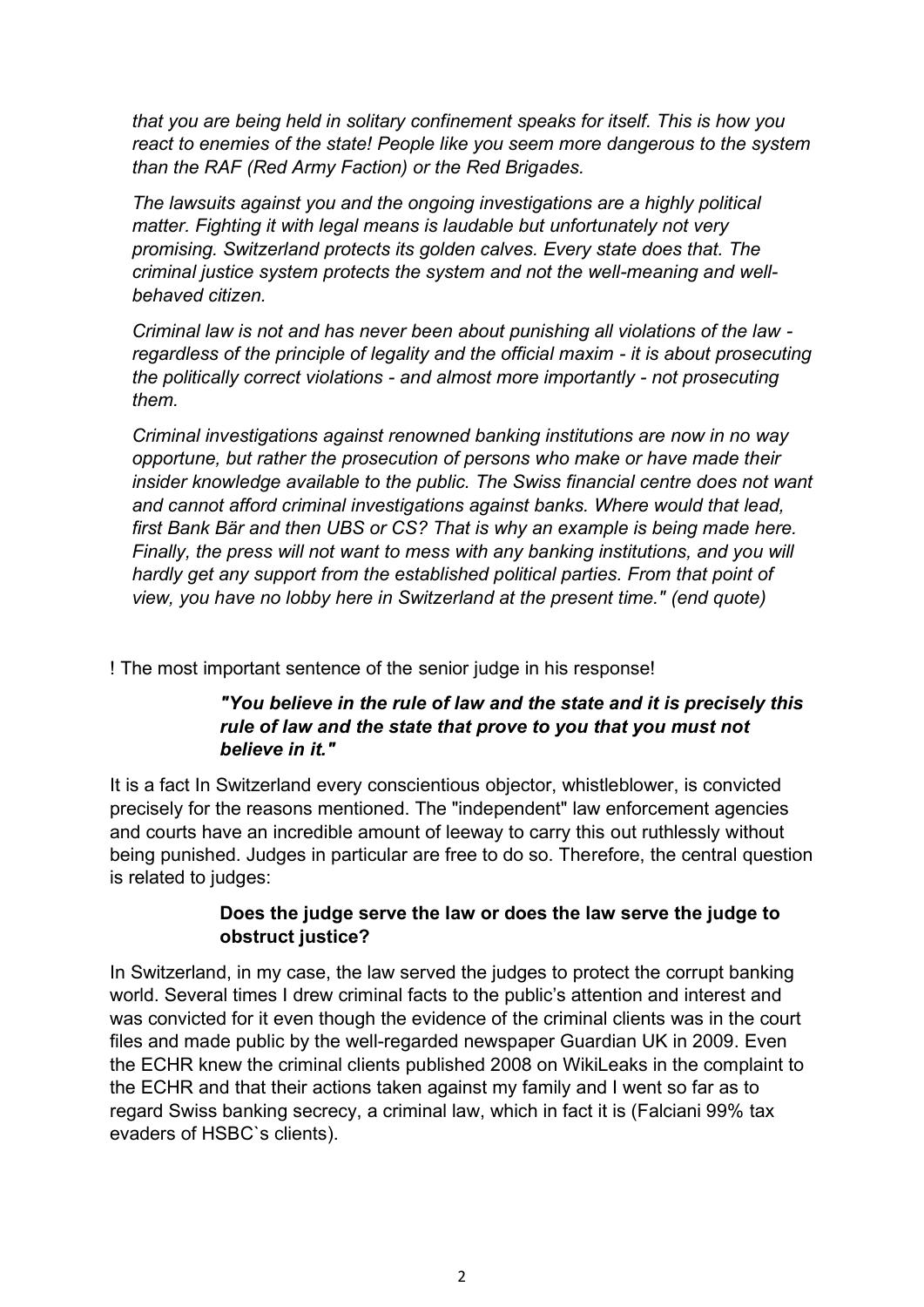*that you are being held in solitary confinement speaks for itself. This is how you react to enemies of the state! People like you seem more dangerous to the system than the RAF (Red Army Faction) or the Red Brigades.*

*The lawsuits against you and the ongoing investigations are a highly political matter. Fighting it with legal means is laudable but unfortunately not very promising. Switzerland protects its golden calves. Every state does that. The criminal justice system protects the system and not the well-meaning and well-behaved citizen.*

*Criminal law is not and has never been about punishing all violations of the law - regardless of the principle of legality and the official maxim - it is about prosecuting the politically correct violations - and almost more importantly - not prosecuting them.*

*Criminal investigations against renowned banking institutions are now in no way opportune, but rather the prosecution of persons who make or have made their insider knowledge available to the public. The Swiss financial centre does not want and cannot afford criminal investigations against banks. Where would that lead, first Bank Bär and then UBS or CS? That is why an example is being made here. Finally, the press will not want to mess with any banking institutions, and you will hardly get any support from the established political parties. From that point of view, you have no lobby here in Switzerland at the present time." (end quote)*

! The most important sentence of the senior judge in his response!

> ***"You believe in the rule of law and the state and it is precisely this rule of law and the state that prove to you that you must not believe in it."***

It is a fact In Switzerland every conscientious objector, whistleblower, is convicted precisely for the reasons mentioned. The "independent" law enforcement agencies and courts have an incredible amount of leeway to carry this out ruthlessly without being punished. Judges in particular are free to do so. Therefore, the central question is related to judges:

> **Does the judge serve the law or does the law serve the judge to obstruct justice?**

In Switzerland, in my case, the law served the judges to protect the corrupt banking world. Several times I drew criminal facts to the public's attention and interest and was convicted for it even though the evidence of the criminal clients was in the court files and made public by the well-regarded newspaper Guardian UK in 2009. Even the ECHR knew the criminal clients published 2008 on WikiLeaks in the complaint to the ECHR and that their actions taken against my family and I went so far as to regard Swiss banking secrecy, a criminal law, which in fact it is (Falciani 99% tax evaders of HSBC`s clients).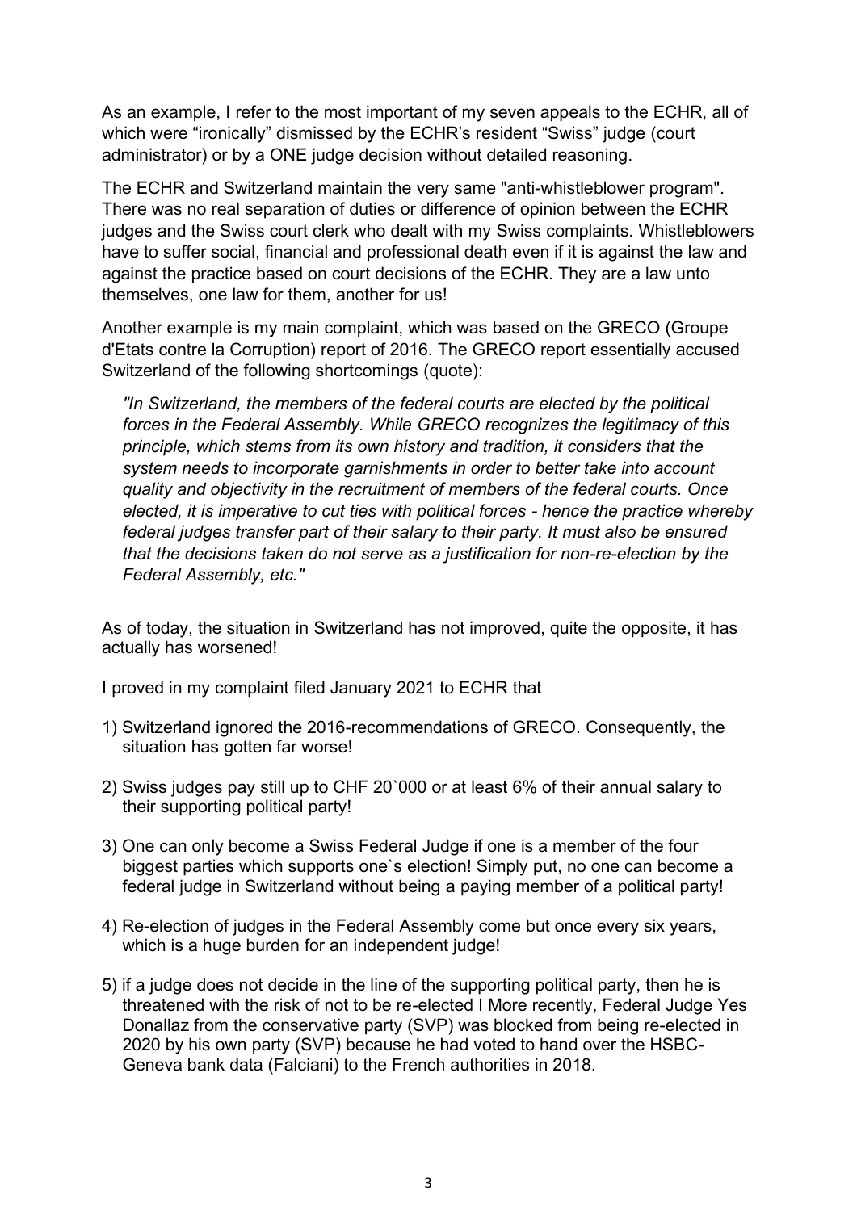As an example, I refer to the most important of my seven appeals to the ECHR, all of which were "ironically" dismissed by the ECHR's resident "Swiss" judge (court administrator) or by a ONE judge decision without detailed reasoning.

The ECHR and Switzerland maintain the very same "anti-whistleblower program". There was no real separation of duties or difference of opinion between the ECHR judges and the Swiss court clerk who dealt with my Swiss complaints. Whistleblowers have to suffer social, financial and professional death even if it is against the law and against the practice based on court decisions of the ECHR. They are a law unto themselves, one law for them, another for us!

Another example is my main complaint, which was based on the GRECO (Groupe d'Etats contre la Corruption) report of 2016. The GRECO report essentially accused Switzerland of the following shortcomings (quote):

> *"In Switzerland, the members of the federal courts are elected by the political forces in the Federal Assembly. While GRECO recognizes the legitimacy of this principle, which stems from its own history and tradition, it considers that the system needs to incorporate garnishments in order to better take into account quality and objectivity in the recruitment of members of the federal courts. Once elected, it is imperative to cut ties with political forces - hence the practice whereby federal judges transfer part of their salary to their party. It must also be ensured that the decisions taken do not serve as a justification for non-re-election by the Federal Assembly, etc."*

As of today, the situation in Switzerland has not improved, quite the opposite, it has actually has worsened!

I proved in my complaint filed January 2021 to ECHR that

1) Switzerland ignored the 2016-recommendations of GRECO. Consequently, the situation has gotten far worse!

2) Swiss judges pay still up to CHF 20`000 or at least 6% of their annual salary to their supporting political party!

3) One can only become a Swiss Federal Judge if one is a member of the four biggest parties which supports one`s election! Simply put, no one can become a federal judge in Switzerland without being a paying member of a political party!

4) Re-election of judges in the Federal Assembly come but once every six years, which is a huge burden for an independent judge!

5) if a judge does not decide in the line of the supporting political party, then he is threatened with the risk of not to be re-elected I More recently, Federal Judge Yes Donallaz from the conservative party (SVP) was blocked from being re-elected in 2020 by his own party (SVP) because he had voted to hand over the HSBC-Geneva bank data (Falciani) to the French authorities in 2018.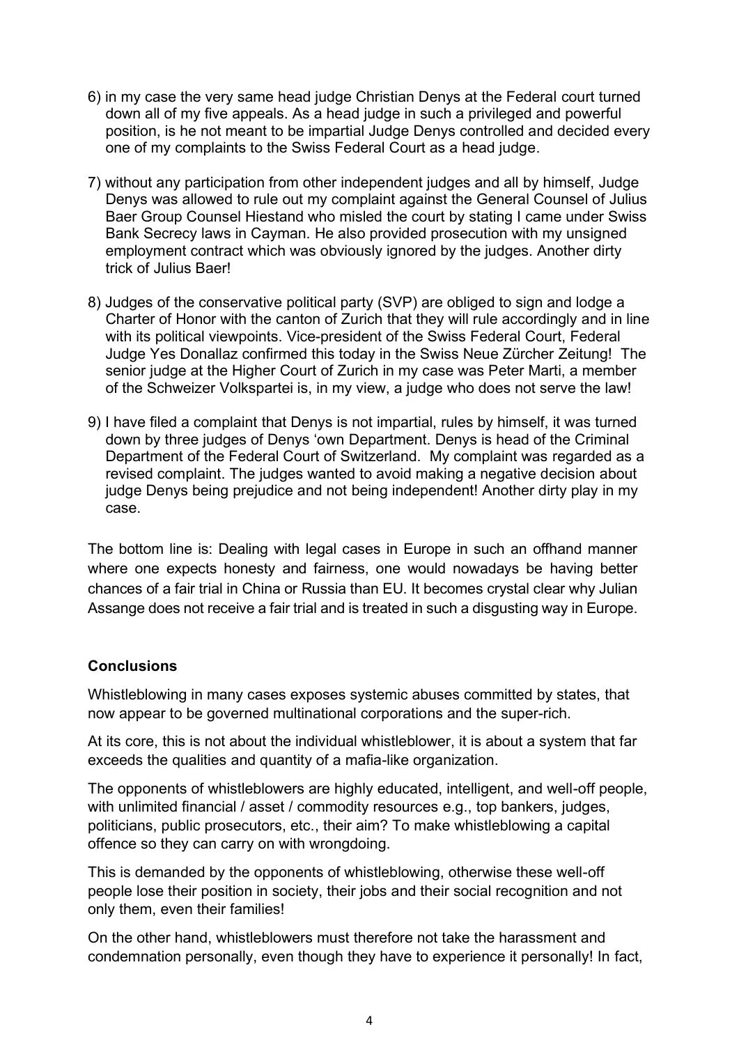6) in my case the very same head judge Christian Denys at the Federal court turned down all of my five appeals. As a head judge in such a privileged and powerful position, is he not meant to be impartial Judge Denys controlled and decided every one of my complaints to the Swiss Federal Court as a head judge.

7) without any participation from other independent judges and all by himself, Judge Denys was allowed to rule out my complaint against the General Counsel of Julius Baer Group Counsel Hiestand who misled the court by stating I came under Swiss Bank Secrecy laws in Cayman. He also provided prosecution with my unsigned employment contract which was obviously ignored by the judges. Another dirty trick of Julius Baer!

8) Judges of the conservative political party (SVP) are obliged to sign and lodge a Charter of Honor with the canton of Zurich that they will rule accordingly and in line with its political viewpoints. Vice-president of the Swiss Federal Court, Federal Judge Yes Donallaz confirmed this today in the Swiss Neue Zürcher Zeitung! The senior judge at the Higher Court of Zurich in my case was Peter Marti, a member of the Schweizer Volkspartei is, in my view, a judge who does not serve the law!

9) I have filed a complaint that Denys is not impartial, rules by himself, it was turned down by three judges of Denys 'own Department. Denys is head of the Criminal Department of the Federal Court of Switzerland. My complaint was regarded as a revised complaint. The judges wanted to avoid making a negative decision about judge Denys being prejudice and not being independent! Another dirty play in my case.

The bottom line is: Dealing with legal cases in Europe in such an offhand manner where one expects honesty and fairness, one would nowadays be having better chances of a fair trial in China or Russia than EU. It becomes crystal clear why Julian Assange does not receive a fair trial and is treated in such a disgusting way in Europe.

**Conclusions**

Whistleblowing in many cases exposes systemic abuses committed by states, that now appear to be governed multinational corporations and the super-rich.

At its core, this is not about the individual whistleblower, it is about a system that far exceeds the qualities and quantity of a mafia-like organization.

The opponents of whistleblowers are highly educated, intelligent, and well-off people, with unlimited financial / asset / commodity resources e.g., top bankers, judges, politicians, public prosecutors, etc., their aim? To make whistleblowing a capital offence so they can carry on with wrongdoing.

This is demanded by the opponents of whistleblowing, otherwise these well-off people lose their position in society, their jobs and their social recognition and not only them, even their families!

On the other hand, whistleblowers must therefore not take the harassment and condemnation personally, even though they have to experience it personally! In fact,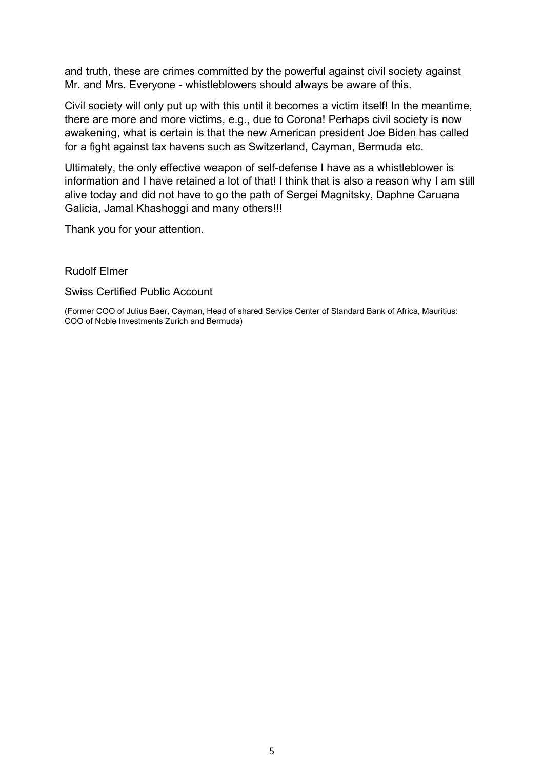and truth, these are crimes committed by the powerful against civil society against Mr. and Mrs. Everyone - whistleblowers should always be aware of this.

Civil society will only put up with this until it becomes a victim itself! In the meantime, there are more and more victims, e.g., due to Corona! Perhaps civil society is now awakening, what is certain is that the new American president Joe Biden has called for a fight against tax havens such as Switzerland, Cayman, Bermuda etc.

Ultimately, the only effective weapon of self-defense I have as a whistleblower is information and I have retained a lot of that! I think that is also a reason why I am still alive today and did not have to go the path of Sergei Magnitsky, Daphne Caruana Galicia, Jamal Khashoggi and many others!!!

Thank you for your attention.

Rudolf Elmer

Swiss Certified Public Account

(Former COO of Julius Baer, Cayman, Head of shared Service Center of Standard Bank of Africa, Mauritius: COO of Noble Investments Zurich and Bermuda)